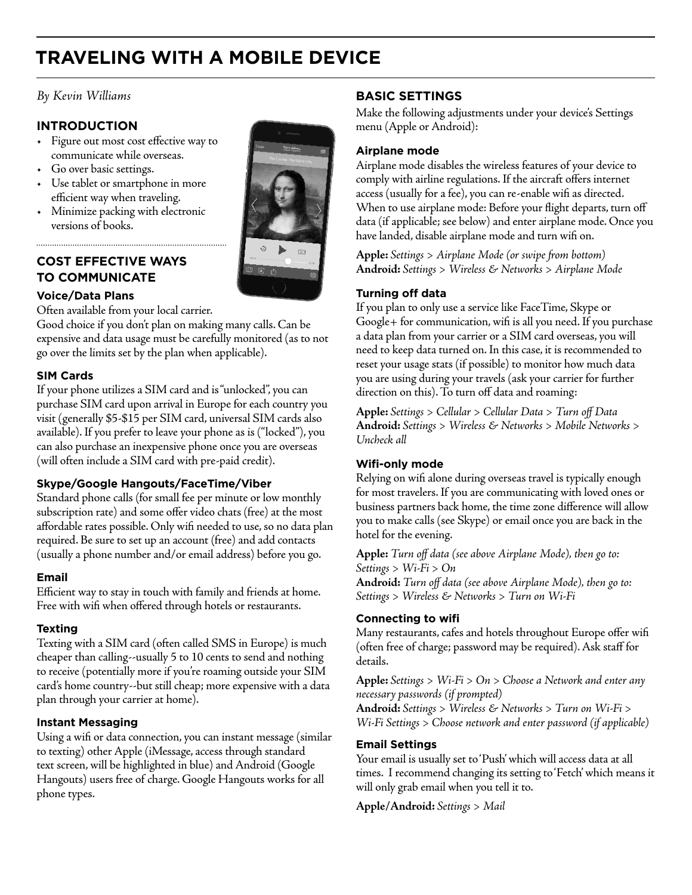# TRAVELING WITH A MOBILE DEVICE

*By Kevin Williams*

## INTRODUCTION

- Figure out most cost effective way to communicate while overseas.
- Go over basic settings.
- Use tablet or smartphone in more efficient way when traveling.
- Minimize packing with electronic versions of books.

## COST EFFECTIVE WAYS TO COMMUNICATE

### Voice/Data Plans

Often available from your local carrier.
Good choice if you don't plan on making many calls. Can be expensive and data usage must be carefully monitored (as to not go over the limits set by the plan when applicable).

### SIM Cards

If your phone utilizes a SIM card and is "unlocked", you can purchase SIM card upon arrival in Europe for each country you visit (generally $5-$15 per SIM card, universal SIM cards also available). If you prefer to leave your phone as is ("locked"), you can also purchase an inexpensive phone once you are overseas (will often include a SIM card with pre-paid credit).

### Skype/Google Hangouts/FaceTime/Viber

Standard phone calls (for small fee per minute or low monthly subscription rate) and some offer video chats (free) at the most affordable rates possible. Only wifi needed to use, so no data plan required. Be sure to set up an account (free) and add contacts (usually a phone number and/or email address) before you go.

### Email

Efficient way to stay in touch with family and friends at home. Free with wifi when offered through hotels or restaurants.

### Texting

Texting with a SIM card (often called SMS in Europe) is much cheaper than calling--usually 5 to 10 cents to send and nothing to receive (potentially more if you're roaming outside your SIM card's home country--but still cheap; more expensive with a data plan through your carrier at home).

### Instant Messaging

Using a wifi or data connection, you can instant message (similar to texting) other Apple (iMessage, access through standard text screen, will be highlighted in blue) and Android (Google Hangouts) users free of charge. Google Hangouts works for all phone types.

## BASIC SETTINGS

Make the following adjustments under your device's Settings menu (Apple or Android):

### Airplane mode

Airplane mode disables the wireless features of your device to comply with airline regulations. If the aircraft offers internet access (usually for a fee), you can re-enable wifi as directed. When to use airplane mode: Before your flight departs, turn off data (if applicable; see below) and enter airplane mode. Once you have landed, disable airplane mode and turn wifi on.

**Apple:** *Settings > Airplane Mode (or swipe from bottom)*
**Android:** *Settings > Wireless & Networks > Airplane Mode*

### Turning off data

If you plan to only use a service like FaceTime, Skype or Google+ for communication, wifi is all you need. If you purchase a data plan from your carrier or a SIM card overseas, you will need to keep data turned on. In this case, it is recommended to reset your usage stats (if possible) to monitor how much data you are using during your travels (ask your carrier for further direction on this). To turn off data and roaming:

**Apple:** *Settings > Cellular > Cellular Data > Turn off Data*
**Android:** *Settings > Wireless & Networks > Mobile Networks > Uncheck all*

### Wifi-only mode

Relying on wifi alone during overseas travel is typically enough for most travelers. If you are communicating with loved ones or business partners back home, the time zone difference will allow you to make calls (see Skype) or email once you are back in the hotel for the evening.

**Apple:** *Turn off data (see above Airplane Mode), then go to: Settings > Wi-Fi > On*
**Android:** *Turn off data (see above Airplane Mode), then go to: Settings > Wireless & Networks > Turn on Wi-Fi*

### Connecting to wifi

Many restaurants, cafes and hotels throughout Europe offer wifi (often free of charge; password may be required). Ask staff for details.

**Apple:** *Settings > Wi-Fi > On > Choose a Network and enter any necessary passwords (if prompted)*
**Android:** *Settings > Wireless & Networks > Turn on Wi-Fi > Wi-Fi Settings > Choose network and enter password (if applicable)*

### Email Settings

Your email is usually set to 'Push' which will access data at all times. I recommend changing its setting to 'Fetch' which means it will only grab email when you tell it to.

**Apple/Android:** *Settings > Mail*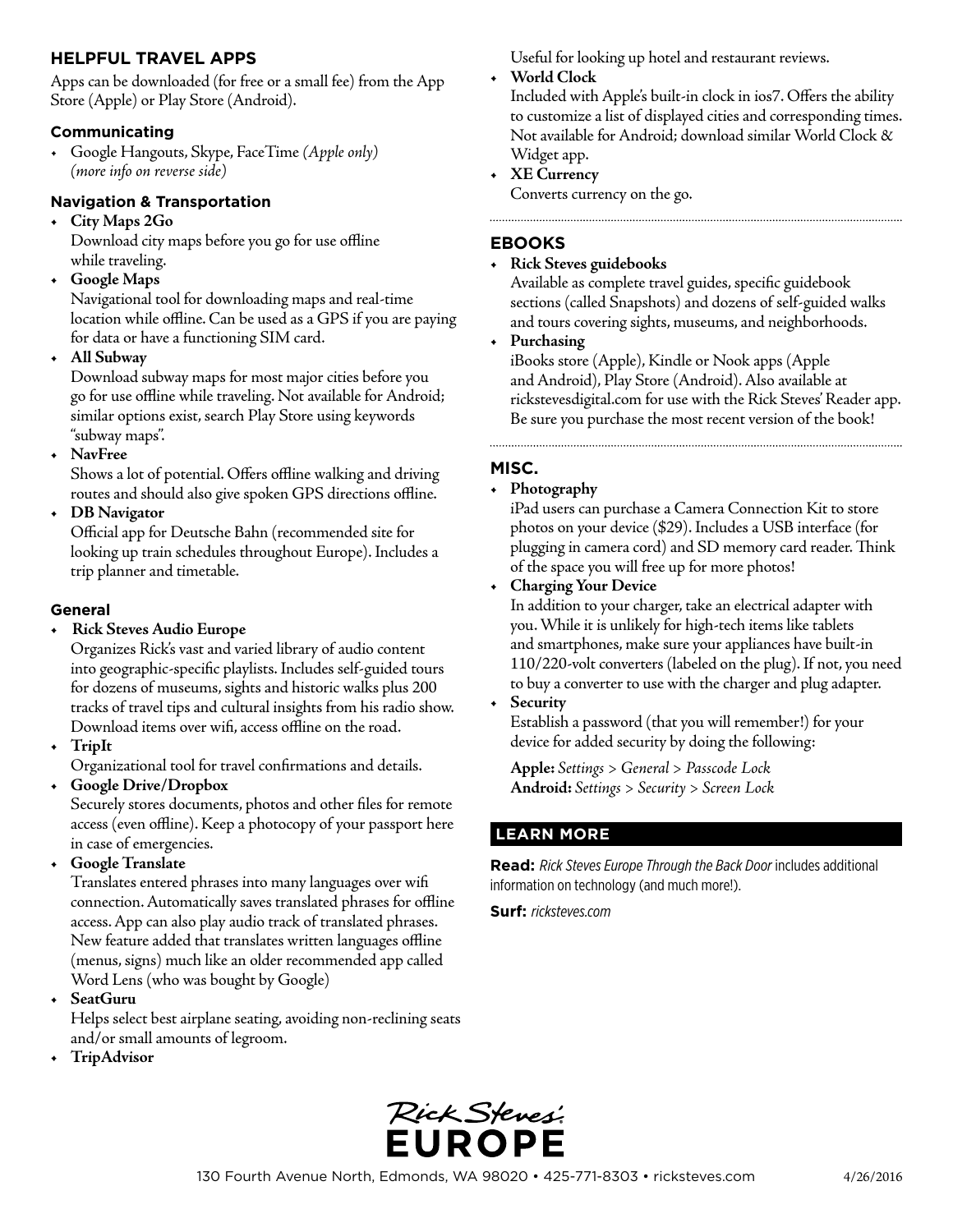## HELPFUL TRAVEL APPS

Apps can be downloaded (for free or a small fee) from the App Store (Apple) or Play Store (Android).

### Communicating

- Google Hangouts, Skype, FaceTime *(Apple only) (more info on reverse side)*

### Navigation & Transportation

- **City Maps 2Go**
  Download city maps before you go for use offline while traveling.
- **Google Maps**
  Navigational tool for downloading maps and real-time location while offline. Can be used as a GPS if you are paying for data or have a functioning SIM card.
- **All Subway**
  Download subway maps for most major cities before you go for use offline while traveling. Not available for Android; similar options exist, search Play Store using keywords "subway maps".
- **NavFree**
  Shows a lot of potential. Offers offline walking and driving routes and should also give spoken GPS directions offline.
- **DB Navigator**
  Official app for Deutsche Bahn (recommended site for looking up train schedules throughout Europe). Includes a trip planner and timetable.

### General

- **Rick Steves Audio Europe**
  Organizes Rick's vast and varied library of audio content into geographic-specific playlists. Includes self-guided tours for dozens of museums, sights and historic walks plus 200 tracks of travel tips and cultural insights from his radio show. Download items over wifi, access offline on the road.
- **TripIt**
  Organizational tool for travel confirmations and details.
- **Google Drive/Dropbox**
  Securely stores documents, photos and other files for remote access (even offline). Keep a photocopy of your passport here in case of emergencies.
- **Google Translate**
  Translates entered phrases into many languages over wifi connection. Automatically saves translated phrases for offline access. App can also play audio track of translated phrases. New feature added that translates written languages offline (menus, signs) much like an older recommended app called Word Lens (who was bought by Google)
- **SeatGuru**
  Helps select best airplane seating, avoiding non-reclining seats and/or small amounts of legroom.
- **TripAdvisor**
  Useful for looking up hotel and restaurant reviews.
- **World Clock**
  Included with Apple's built-in clock in ios7. Offers the ability to customize a list of displayed cities and corresponding times. Not available for Android; download similar World Clock & Widget app.
- **XE Currency**
  Converts currency on the go.

## EBOOKS

- **Rick Steves guidebooks**
  Available as complete travel guides, specific guidebook sections (called Snapshots) and dozens of self-guided walks and tours covering sights, museums, and neighborhoods.
- **Purchasing**
  iBooks store (Apple), Kindle or Nook apps (Apple and Android), Play Store (Android). Also available at ricksstevesdigital.com for use with the Rick Steves' Reader app. Be sure you purchase the most recent version of the book!

## MISC.

- **Photography**
  iPad users can purchase a Camera Connection Kit to store photos on your device ($29). Includes a USB interface (for plugging in camera cord) and SD memory card reader. Think of the space you will free up for more photos!
- **Charging Your Device**
  In addition to your charger, take an electrical adapter with you. While it is unlikely for high-tech items like tablets and smartphones, make sure your appliances have built-in 110/220-volt converters (labeled on the plug). If not, you need to buy a converter to use with the charger and plug adapter.
- **Security**
  Establish a password (that you will remember!) for your device for added security by doing the following:

  **Apple:** *Settings > General > Passcode Lock*
  **Android:** *Settings > Security > Screen Lock*

## LEARN MORE

**Read:** *Rick Steves Europe Through the Back Door* includes additional information on technology (and much more!).

**Surf:** *ricksteves.com*

Rick Steves' EUROPE

130 Fourth Avenue North, Edmonds, WA 98020 • 425-771-8303 • ricksteves.com 4/26/2016